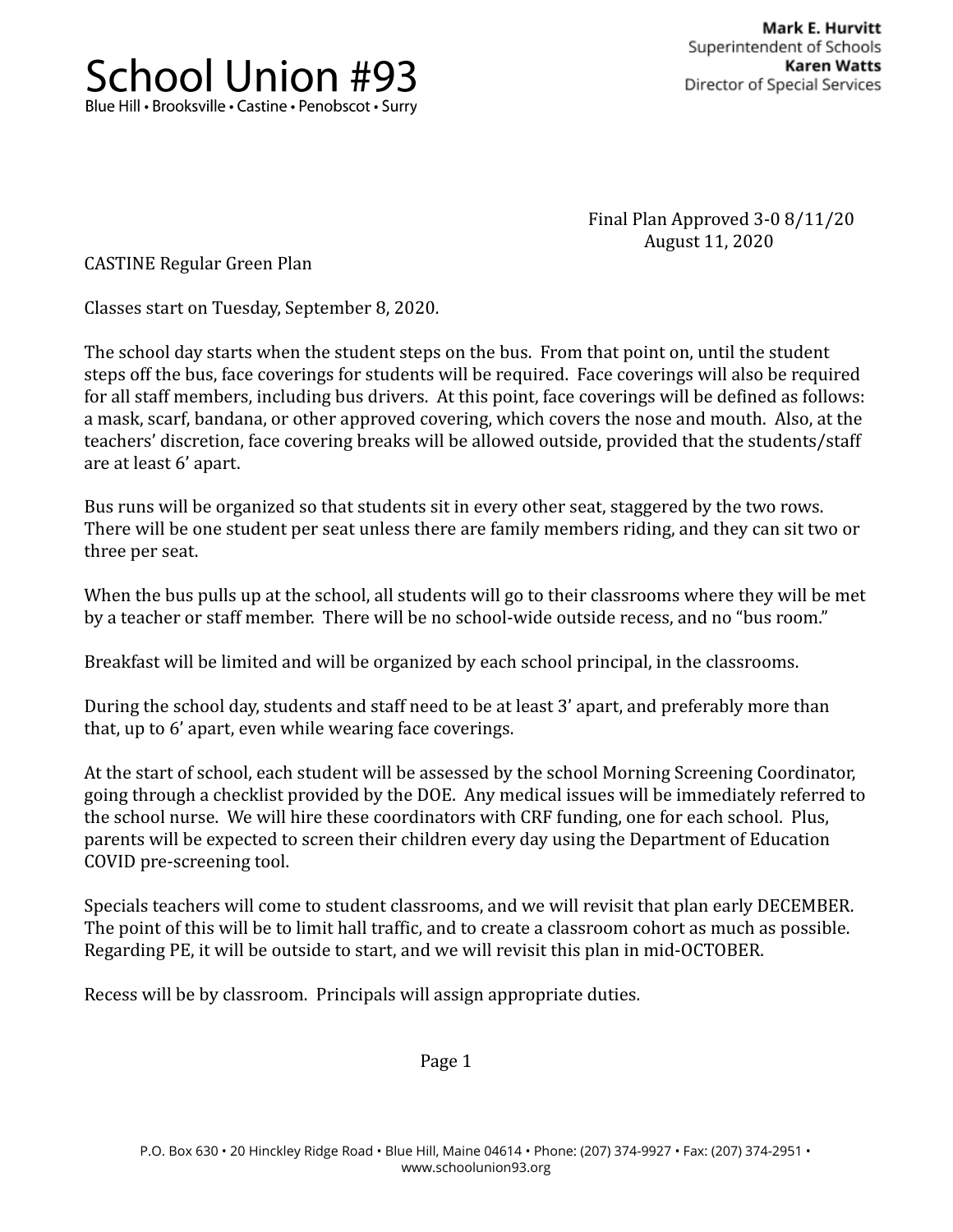# School Union #93

Blue Hill • Brooksville • Castine • Penobscot • Surry

**Mark E. Hurvitt**
Superintendent of Schools
**Karen Watts**
Director of Special Services

Final Plan Approved 3-0 8/11/20
August 11, 2020

CASTINE Regular Green Plan

Classes start on Tuesday, September 8, 2020.

The school day starts when the student steps on the bus. From that point on, until the student steps off the bus, face coverings for students will be required. Face coverings will also be required for all staff members, including bus drivers. At this point, face coverings will be defined as follows: a mask, scarf, bandana, or other approved covering, which covers the nose and mouth. Also, at the teachers' discretion, face covering breaks will be allowed outside, provided that the students/staff are at least 6' apart.

Bus runs will be organized so that students sit in every other seat, staggered by the two rows. There will be one student per seat unless there are family members riding, and they can sit two or three per seat.

When the bus pulls up at the school, all students will go to their classrooms where they will be met by a teacher or staff member. There will be no school-wide outside recess, and no "bus room."

Breakfast will be limited and will be organized by each school principal, in the classrooms.

During the school day, students and staff need to be at least 3' apart, and preferably more than that, up to 6' apart, even while wearing face coverings.

At the start of school, each student will be assessed by the school Morning Screening Coordinator, going through a checklist provided by the DOE. Any medical issues will be immediately referred to the school nurse. We will hire these coordinators with CRF funding, one for each school. Plus, parents will be expected to screen their children every day using the Department of Education COVID pre-screening tool.

Specials teachers will come to student classrooms, and we will revisit that plan early DECEMBER. The point of this will be to limit hall traffic, and to create a classroom cohort as much as possible. Regarding PE, it will be outside to start, and we will revisit this plan in mid-OCTOBER.

Recess will be by classroom. Principals will assign appropriate duties.

P.O. Box 630 • 20 Hinckley Ridge Road • Blue Hill, Maine 04614 • Phone: (207) 374-9927 • Fax: (207) 374-2951 • www.schoolunion93.org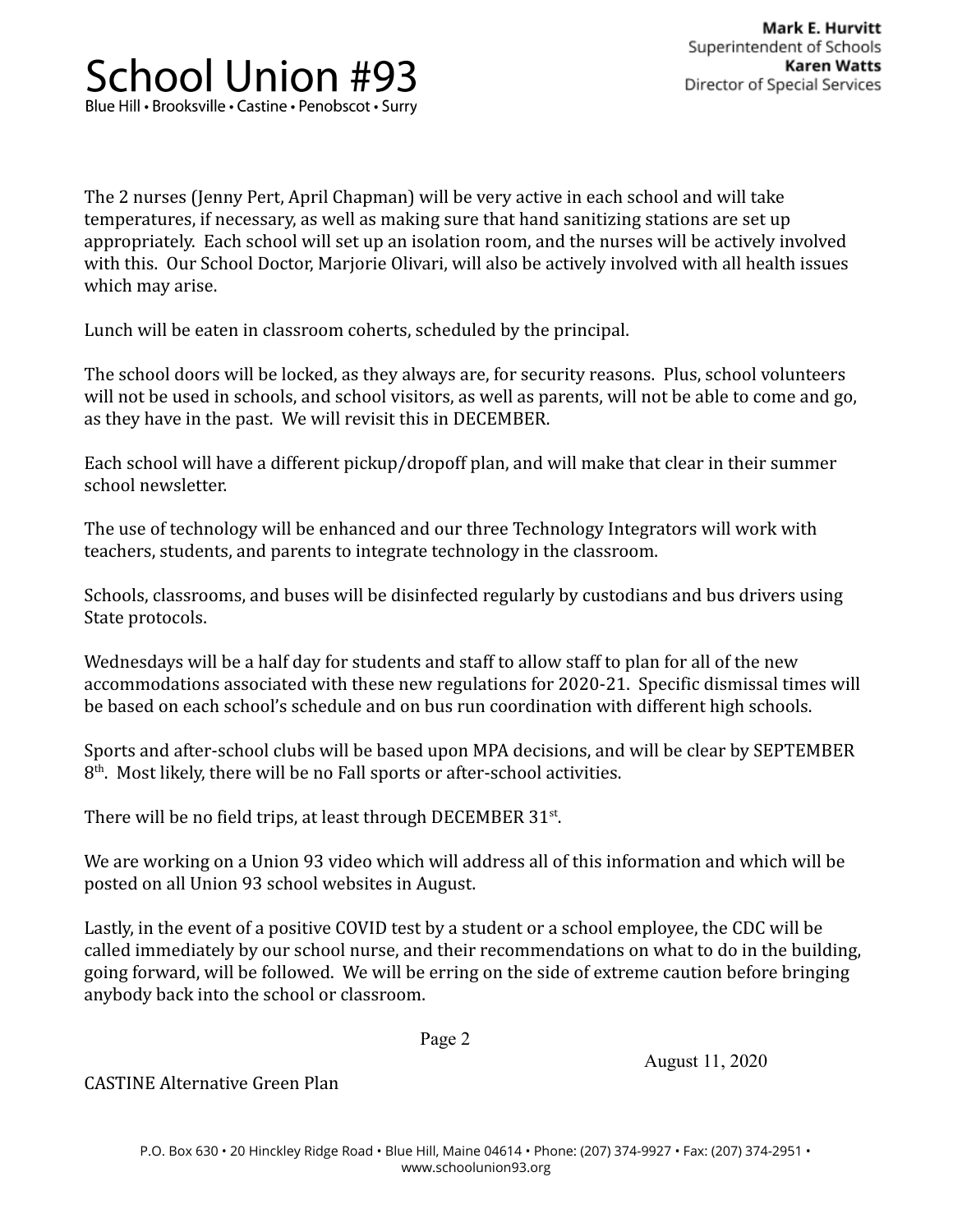The 2 nurses (Jenny Pert, April Chapman) will be very active in each school and will take temperatures, if necessary, as well as making sure that hand sanitizing stations are set up appropriately. Each school will set up an isolation room, and the nurses will be actively involved with this. Our School Doctor, Marjorie Olivari, will also be actively involved with all health issues which may arise.

Lunch will be eaten in classroom coherts, scheduled by the principal.

The school doors will be locked, as they always are, for security reasons. Plus, school volunteers will not be used in schools, and school visitors, as well as parents, will not be able to come and go, as they have in the past. We will revisit this in DECEMBER.

Each school will have a different pickup/dropoff plan, and will make that clear in their summer school newsletter.

The use of technology will be enhanced and our three Technology Integrators will work with teachers, students, and parents to integrate technology in the classroom.

Schools, classrooms, and buses will be disinfected regularly by custodians and bus drivers using State protocols.

Wednesdays will be a half day for students and staff to allow staff to plan for all of the new accommodations associated with these new regulations for 2020-21. Specific dismissal times will be based on each school's schedule and on bus run coordination with different high schools.

Sports and after-school clubs will be based upon MPA decisions, and will be clear by SEPTEMBER 8th. Most likely, there will be no Fall sports or after-school activities.

There will be no field trips, at least through DECEMBER 31st.

We are working on a Union 93 video which will address all of this information and which will be posted on all Union 93 school websites in August.

Lastly, in the event of a positive COVID test by a student or a school employee, the CDC will be called immediately by our school nurse, and their recommendations on what to do in the building, going forward, will be followed. We will be erring on the side of extreme caution before bringing anybody back into the school or classroom.

August 11, 2020

CASTINE Alternative Green Plan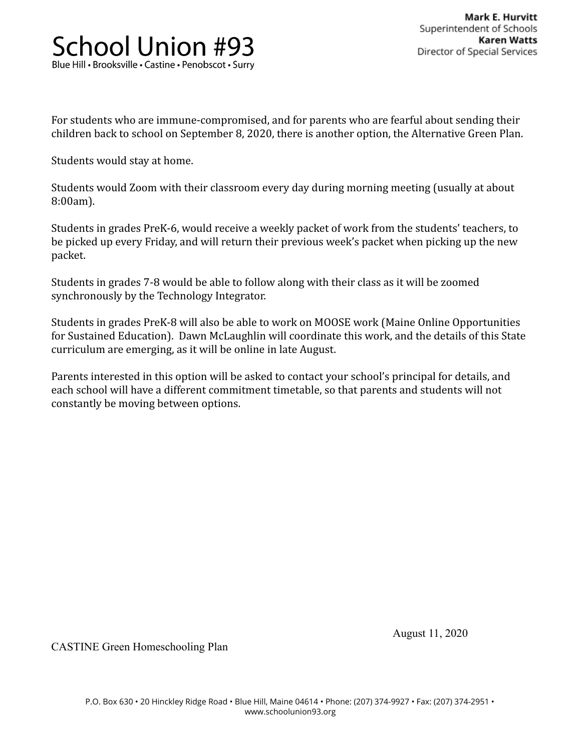# School Union #93

Blue Hill • Brooksville • Castine • Penobscot • Surry

**Mark E. Hurvitt**
Superintendent of Schools
**Karen Watts**
Director of Special Services

For students who are immune-compromised, and for parents who are fearful about sending their children back to school on September 8, 2020, there is another option, the Alternative Green Plan.

Students would stay at home.

Students would Zoom with their classroom every day during morning meeting (usually at about 8:00am).

Students in grades PreK-6, would receive a weekly packet of work from the students' teachers, to be picked up every Friday, and will return their previous week's packet when picking up the new packet.

Students in grades 7-8 would be able to follow along with their class as it will be zoomed synchronously by the Technology Integrator.

Students in grades PreK-8 will also be able to work on MOOSE work (Maine Online Opportunities for Sustained Education). Dawn McLaughlin will coordinate this work, and the details of this State curriculum are emerging, as it will be online in late August.

Parents interested in this option will be asked to contact your school's principal for details, and each school will have a different commitment timetable, so that parents and students will not constantly be moving between options.

August 11, 2020

CASTINE Green Homeschooling Plan

P.O. Box 630 • 20 Hinckley Ridge Road • Blue Hill, Maine 04614 • Phone: (207) 374-9927 • Fax: (207) 374-2951 • www.schoolunion93.org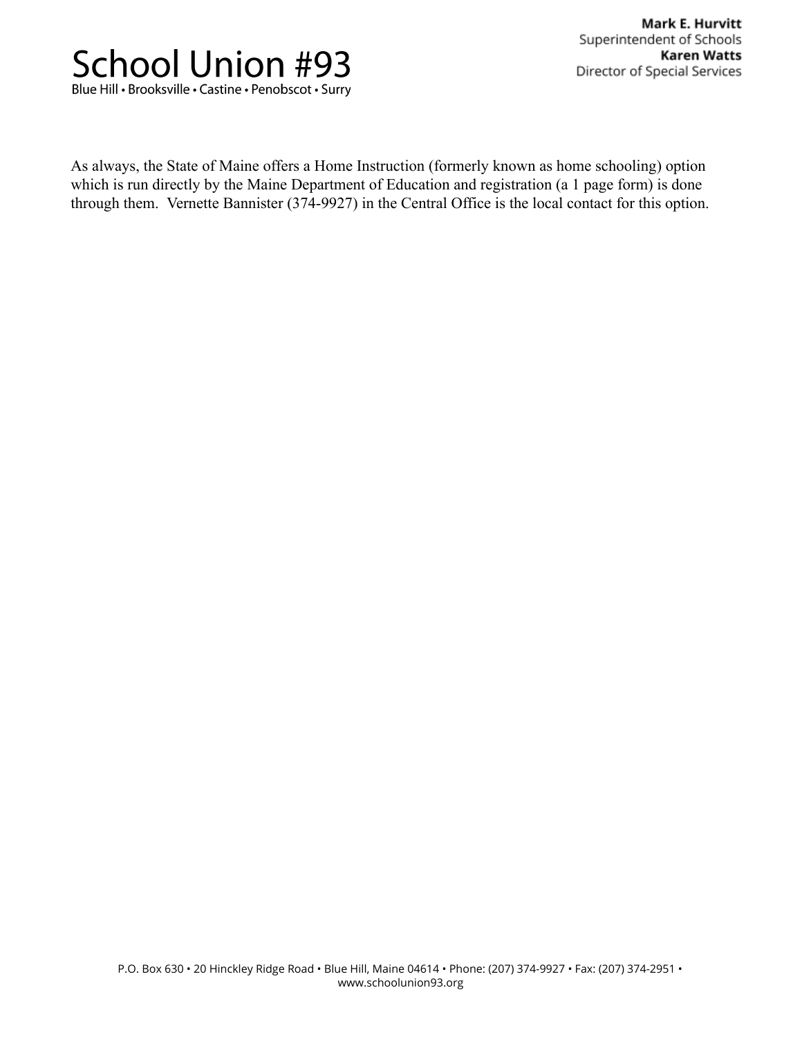As always, the State of Maine offers a Home Instruction (formerly known as home schooling) option which is run directly by the Maine Department of Education and registration (a 1 page form) is done through them. Vernette Bannister (374-9927) in the Central Office is the local contact for this option.